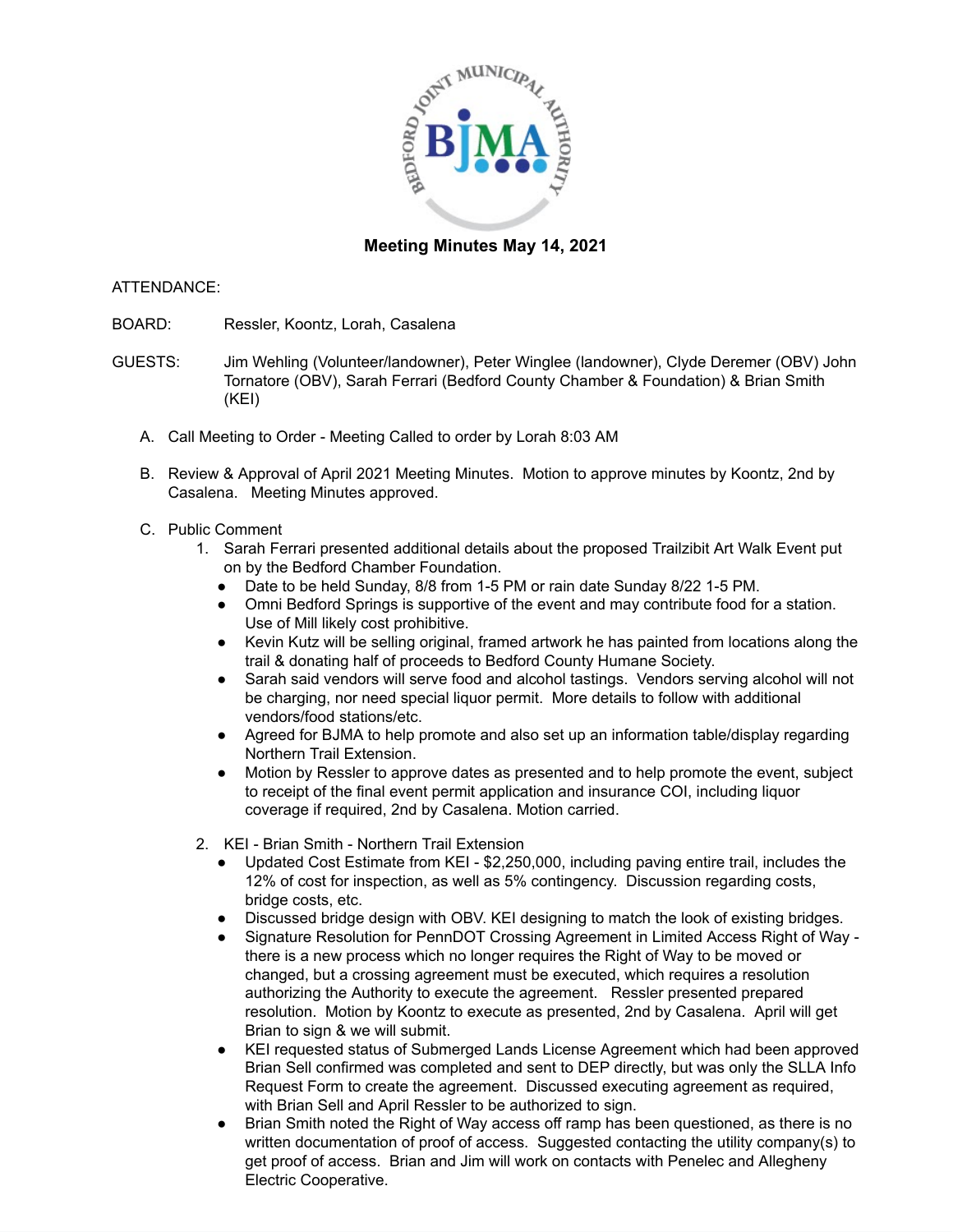# Meeting Minutes May 14, 2021

ATTENDANCE:

BOARD: Ressler, Koontz, Lorah, Casalena

GUESTS: Jim Wehling (Volunteer/landowner), Peter Winglee (landowner), Clyde Deremer (OBV) John Tornatore (OBV), Sarah Ferrari (Bedford County Chamber & Foundation) & Brian Smith (KEI)

A. Call Meeting to Order - Meeting Called to order by Lorah 8:03 AM

B. Review & Approval of April 2021 Meeting Minutes. Motion to approve minutes by Koontz, 2nd by Casalena. Meeting Minutes approved.

C. Public Comment
   1. Sarah Ferrari presented additional details about the proposed Trailzibit Art Walk Event put on by the Bedford Chamber Foundation.
      - Date to be held Sunday, 8/8 from 1-5 PM or rain date Sunday 8/22 1-5 PM.
      - Omni Bedford Springs is supportive of the event and may contribute food for a station. Use of Mill likely cost prohibitive.
      - Kevin Kutz will be selling original, framed artwork he has painted from locations along the trail & donating half of proceeds to Bedford County Humane Society.
      - Sarah said vendors will serve food and alcohol tastings. Vendors serving alcohol will not be charging, nor need special liquor permit. More details to follow with additional vendors/food stations/etc.
      - Agreed for BJMA to help promote and also set up an information table/display regarding Northern Trail Extension.
      - Motion by Ressler to approve dates as presented and to help promote the event, subject to receipt of the final event permit application and insurance COI, including liquor coverage if required, 2nd by Casalena. Motion carried.

   2. KEI - Brian Smith - Northern Trail Extension
      - Updated Cost Estimate from KEI - $2,250,000, including paving entire trail, includes the 12% of cost for inspection, as well as 5% contingency. Discussion regarding costs, bridge costs, etc.
      - Discussed bridge design with OBV. KEI designing to match the look of existing bridges.
      - Signature Resolution for PennDOT Crossing Agreement in Limited Access Right of Way - there is a new process which no longer requires the Right of Way to be moved or changed, but a crossing agreement must be executed, which requires a resolution authorizing the Authority to execute the agreement. Ressler presented prepared resolution. Motion by Koontz to execute as presented, 2nd by Casalena. April will get Brian to sign & we will submit.
      - KEI requested status of Submerged Lands License Agreement which had been approved Brian Sell confirmed was completed and sent to DEP directly, but was only the SLLA Info Request Form to create the agreement. Discussed executing agreement as required, with Brian Sell and April Ressler to be authorized to sign.
      - Brian Smith noted the Right of Way access off ramp has been questioned, as there is no written documentation of proof of access. Suggested contacting the utility company(s) to get proof of access. Brian and Jim will work on contacts with Penelec and Allegheny Electric Cooperative.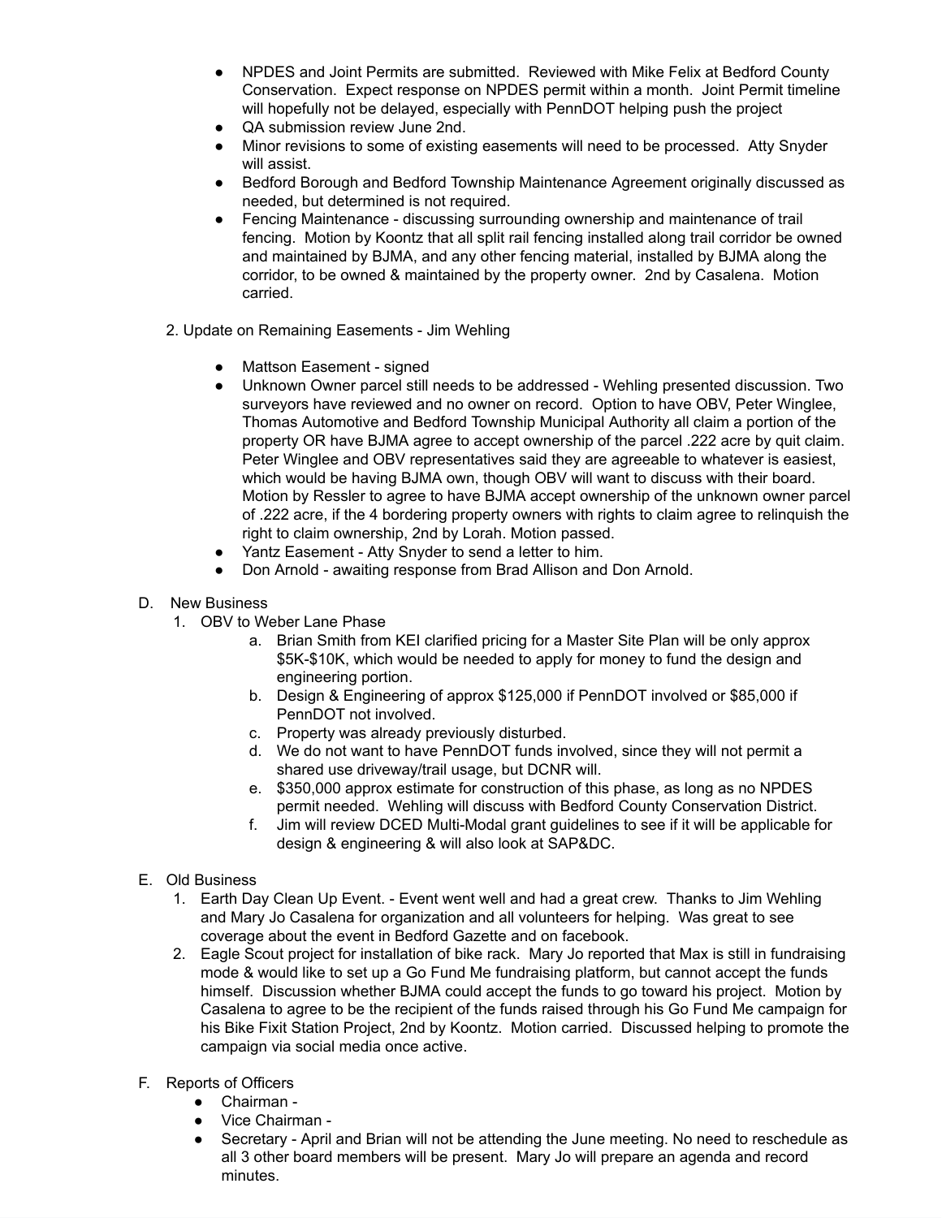- NPDES and Joint Permits are submitted. Reviewed with Mike Felix at Bedford County Conservation. Expect response on NPDES permit within a month. Joint Permit timeline will hopefully not be delayed, especially with PennDOT helping push the project
- QA submission review June 2nd.
- Minor revisions to some of existing easements will need to be processed. Atty Snyder will assist.
- Bedford Borough and Bedford Township Maintenance Agreement originally discussed as needed, but determined is not required.
- Fencing Maintenance - discussing surrounding ownership and maintenance of trail fencing. Motion by Koontz that all split rail fencing installed along trail corridor be owned and maintained by BJMA, and any other fencing material, installed by BJMA along the corridor, to be owned & maintained by the property owner. 2nd by Casalena. Motion carried.

2. Update on Remaining Easements - Jim Wehling

- Mattson Easement - signed
- Unknown Owner parcel still needs to be addressed - Wehling presented discussion. Two surveyors have reviewed and no owner on record. Option to have OBV, Peter Winglee, Thomas Automotive and Bedford Township Municipal Authority all claim a portion of the property OR have BJMA agree to accept ownership of the parcel .222 acre by quit claim. Peter Winglee and OBV representatives said they are agreeable to whatever is easiest, which would be having BJMA own, though OBV will want to discuss with their board. Motion by Ressler to agree to have BJMA accept ownership of the unknown owner parcel of .222 acre, if the 4 bordering property owners with rights to claim agree to relinquish the right to claim ownership, 2nd by Lorah. Motion passed.
- Yantz Easement - Atty Snyder to send a letter to him.
- Don Arnold - awaiting response from Brad Allison and Don Arnold.

D. New Business

1. OBV to Weber Lane Phase
   a. Brian Smith from KEI clarified pricing for a Master Site Plan will be only approx $5K-$10K, which would be needed to apply for money to fund the design and engineering portion.
   b. Design & Engineering of approx $125,000 if PennDOT involved or $85,000 if PennDOT not involved.
   c. Property was already previously disturbed.
   d. We do not want to have PennDOT funds involved, since they will not permit a shared use driveway/trail usage, but DCNR will.
   e. $350,000 approx estimate for construction of this phase, as long as no NPDES permit needed. Wehling will discuss with Bedford County Conservation District.
   f. Jim will review DCED Multi-Modal grant guidelines to see if it will be applicable for design & engineering & will also look at SAP&DC.

E. Old Business

1. Earth Day Clean Up Event. - Event went well and had a great crew. Thanks to Jim Wehling and Mary Jo Casalena for organization and all volunteers for helping. Was great to see coverage about the event in Bedford Gazette and on facebook.
2. Eagle Scout project for installation of bike rack. Mary Jo reported that Max is still in fundraising mode & would like to set up a Go Fund Me fundraising platform, but cannot accept the funds himself. Discussion whether BJMA could accept the funds to go toward his project. Motion by Casalena to agree to be the recipient of the funds raised through his Go Fund Me campaign for his Bike Fixit Station Project, 2nd by Koontz. Motion carried. Discussed helping to promote the campaign via social media once active.

F. Reports of Officers

- Chairman -
- Vice Chairman -
- Secretary - April and Brian will not be attending the June meeting. No need to reschedule as all 3 other board members will be present. Mary Jo will prepare an agenda and record minutes.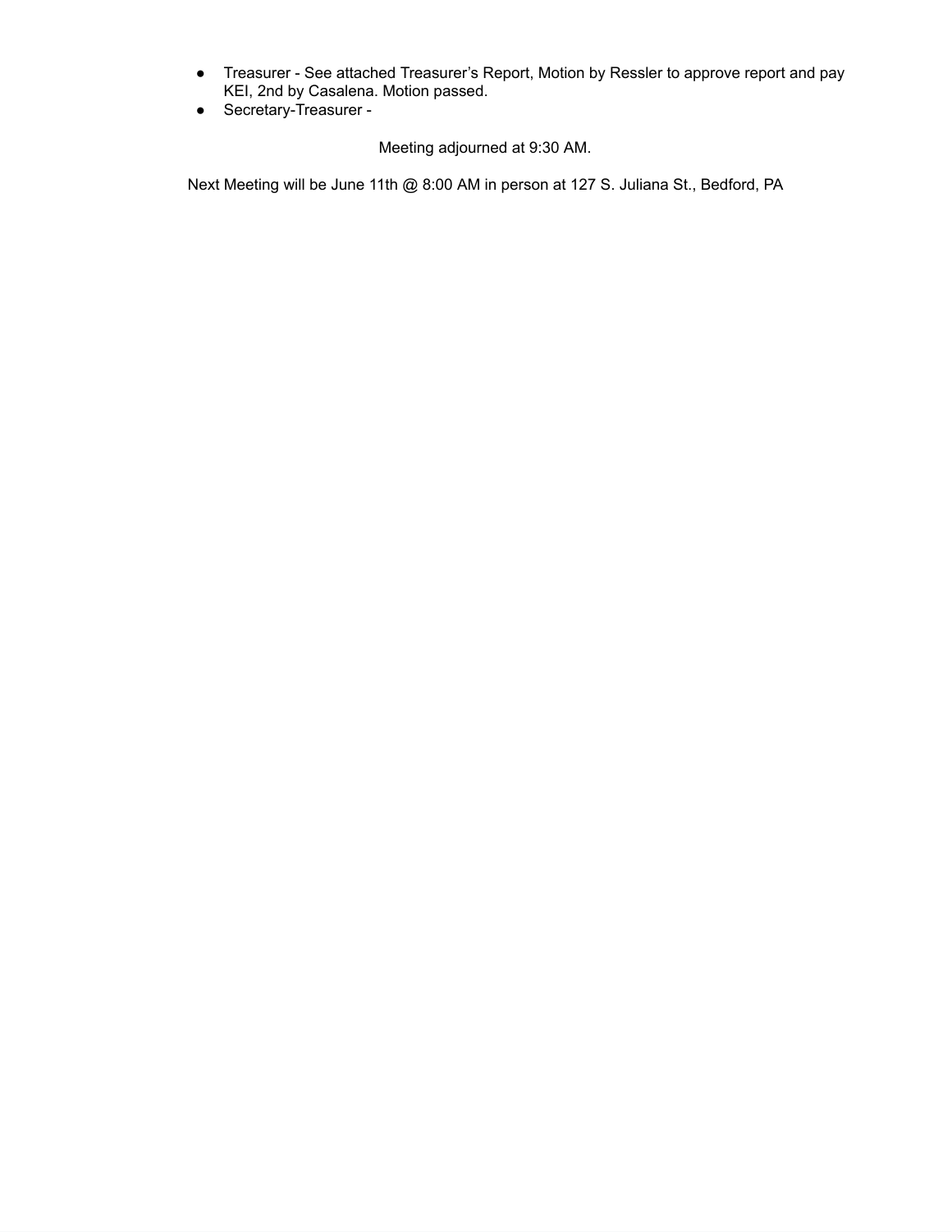- Treasurer - See attached Treasurer's Report, Motion by Ressler to approve report and pay KEI, 2nd by Casalena. Motion passed.
- Secretary-Treasurer -

Meeting adjourned at 9:30 AM.

Next Meeting will be June 11th @ 8:00 AM in person at 127 S. Juliana St., Bedford, PA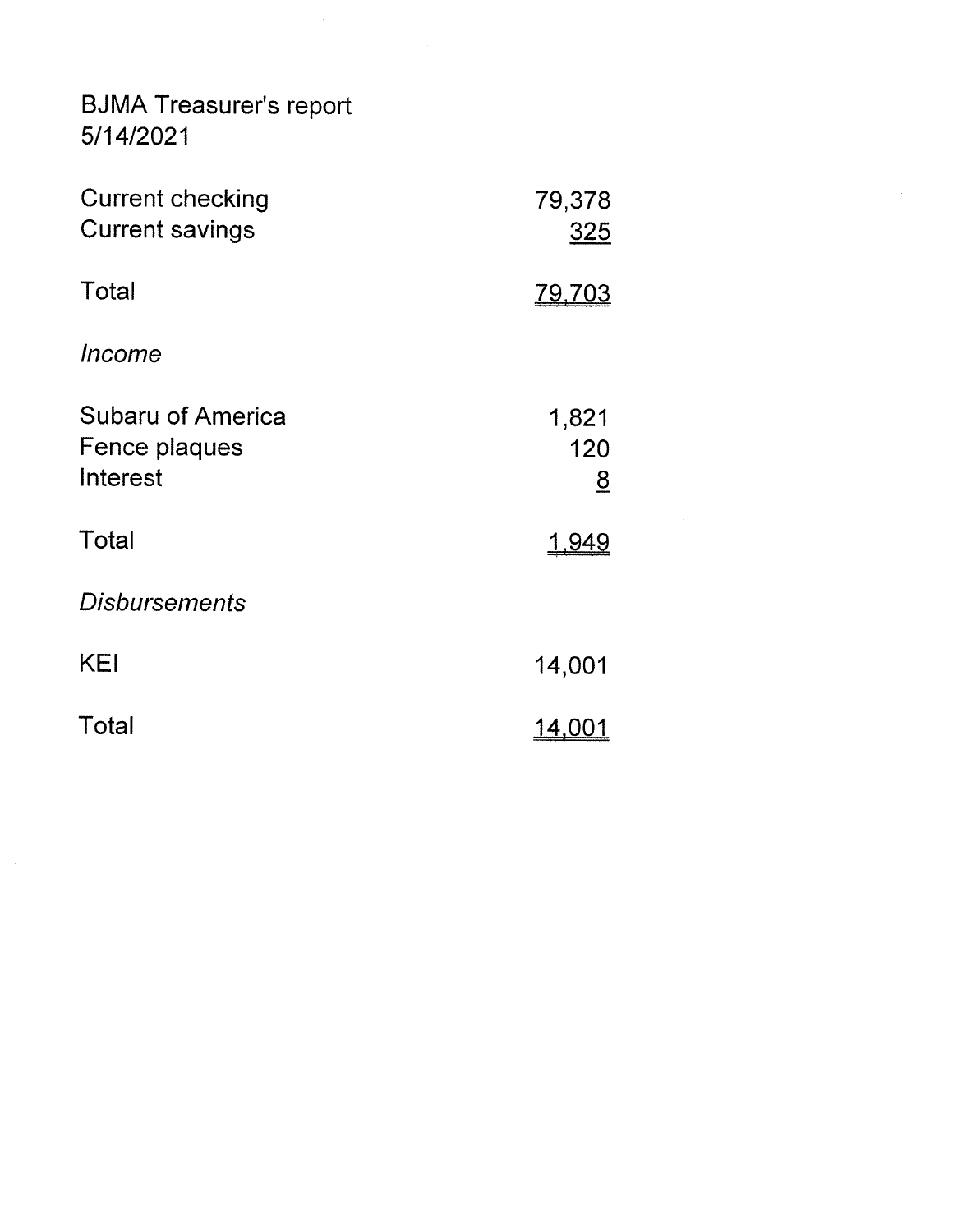BJMA Treasurer's report
5/14/2021

| | |
|---|---|
| Current checking | 79,378 |
| Current savings | 325 |
| Total | 79,703 |
| *Income* | |
| Subaru of America | 1,821 |
| Fence plaques | 120 |
| Interest | 8 |
| Total | 1,949 |
| *Disbursements* | |
| KEI | 14,001 |
| Total | 14,001 |